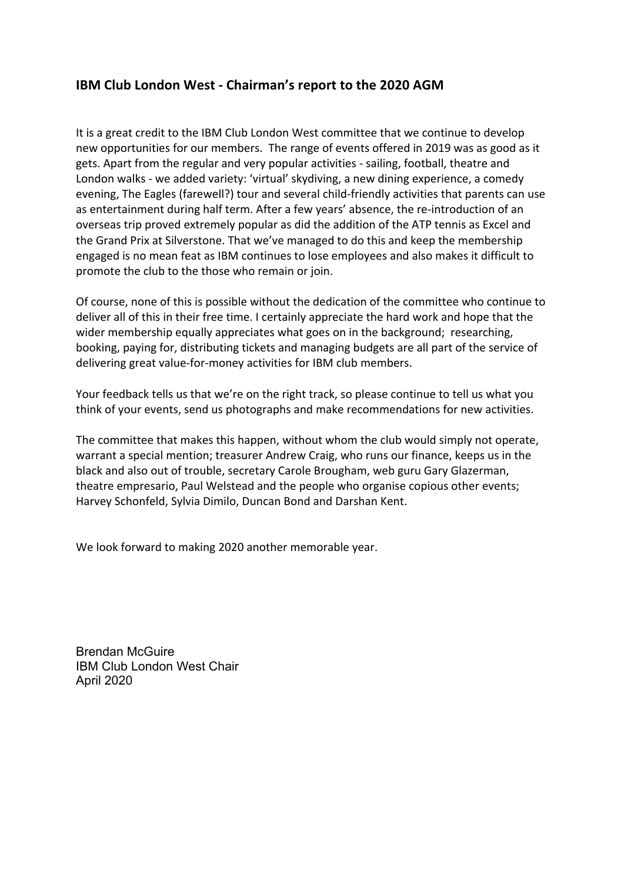## IBM Club London West - Chairman's report to the 2020 AGM

It is a great credit to the IBM Club London West committee that we continue to develop new opportunities for our members. The range of events offered in 2019 was as good as it gets. Apart from the regular and very popular activities - sailing, football, theatre and London walks - we added variety: 'virtual' skydiving, a new dining experience, a comedy evening, The Eagles (farewell?) tour and several child-friendly activities that parents can use as entertainment during half term. After a few years' absence, the re-introduction of an overseas trip proved extremely popular as did the addition of the ATP tennis as Excel and the Grand Prix at Silverstone. That we've managed to do this and keep the membership engaged is no mean feat as IBM continues to lose employees and also makes it difficult to promote the club to the those who remain or join.

Of course, none of this is possible without the dedication of the committee who continue to deliver all of this in their free time. I certainly appreciate the hard work and hope that the wider membership equally appreciates what goes on in the background; researching, booking, paying for, distributing tickets and managing budgets are all part of the service of delivering great value-for-money activities for IBM club members.

Your feedback tells us that we're on the right track, so please continue to tell us what you think of your events, send us photographs and make recommendations for new activities.

The committee that makes this happen, without whom the club would simply not operate, warrant a special mention; treasurer Andrew Craig, who runs our finance, keeps us in the black and also out of trouble, secretary Carole Brougham, web guru Gary Glazerman, theatre empresario, Paul Welstead and the people who organise copious other events; Harvey Schonfeld, Sylvia Dimilo, Duncan Bond and Darshan Kent.

We look forward to making 2020 another memorable year.

Brendan McGuire
IBM Club London West Chair
April 2020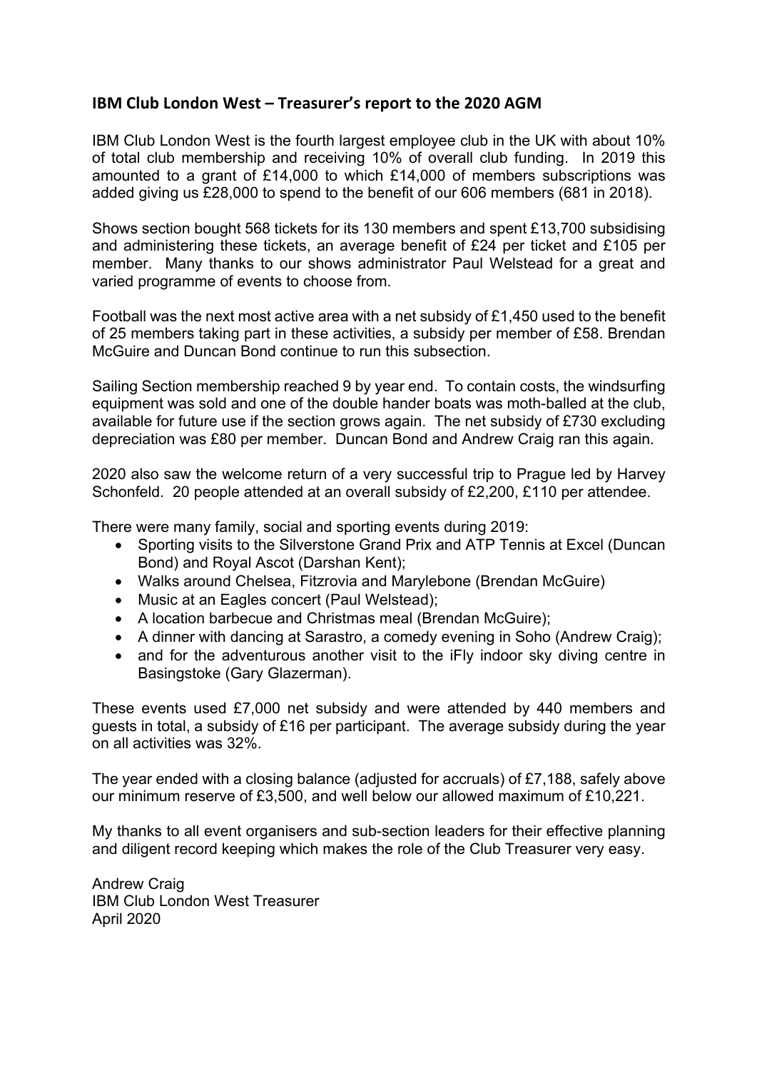## IBM Club London West – Treasurer's report to the 2020 AGM

IBM Club London West is the fourth largest employee club in the UK with about 10% of total club membership and receiving 10% of overall club funding. In 2019 this amounted to a grant of £14,000 to which £14,000 of members subscriptions was added giving us £28,000 to spend to the benefit of our 606 members (681 in 2018).

Shows section bought 568 tickets for its 130 members and spent £13,700 subsidising and administering these tickets, an average benefit of £24 per ticket and £105 per member. Many thanks to our shows administrator Paul Welstead for a great and varied programme of events to choose from.

Football was the next most active area with a net subsidy of £1,450 used to the benefit of 25 members taking part in these activities, a subsidy per member of £58. Brendan McGuire and Duncan Bond continue to run this subsection.

Sailing Section membership reached 9 by year end. To contain costs, the windsurfing equipment was sold and one of the double hander boats was moth-balled at the club, available for future use if the section grows again. The net subsidy of £730 excluding depreciation was £80 per member. Duncan Bond and Andrew Craig ran this again.

2020 also saw the welcome return of a very successful trip to Prague led by Harvey Schonfeld. 20 people attended at an overall subsidy of £2,200, £110 per attendee.

There were many family, social and sporting events during 2019:

- Sporting visits to the Silverstone Grand Prix and ATP Tennis at Excel (Duncan Bond) and Royal Ascot (Darshan Kent);
- Walks around Chelsea, Fitzrovia and Marylebone (Brendan McGuire)
- Music at an Eagles concert (Paul Welstead);
- A location barbecue and Christmas meal (Brendan McGuire);
- A dinner with dancing at Sarastro, a comedy evening in Soho (Andrew Craig);
- and for the adventurous another visit to the iFly indoor sky diving centre in Basingstoke (Gary Glazerman).

These events used £7,000 net subsidy and were attended by 440 members and guests in total, a subsidy of £16 per participant. The average subsidy during the year on all activities was 32%.

The year ended with a closing balance (adjusted for accruals) of £7,188, safely above our minimum reserve of £3,500, and well below our allowed maximum of £10,221.

My thanks to all event organisers and sub-section leaders for their effective planning and diligent record keeping which makes the role of the Club Treasurer very easy.

Andrew Craig
IBM Club London West Treasurer
April 2020